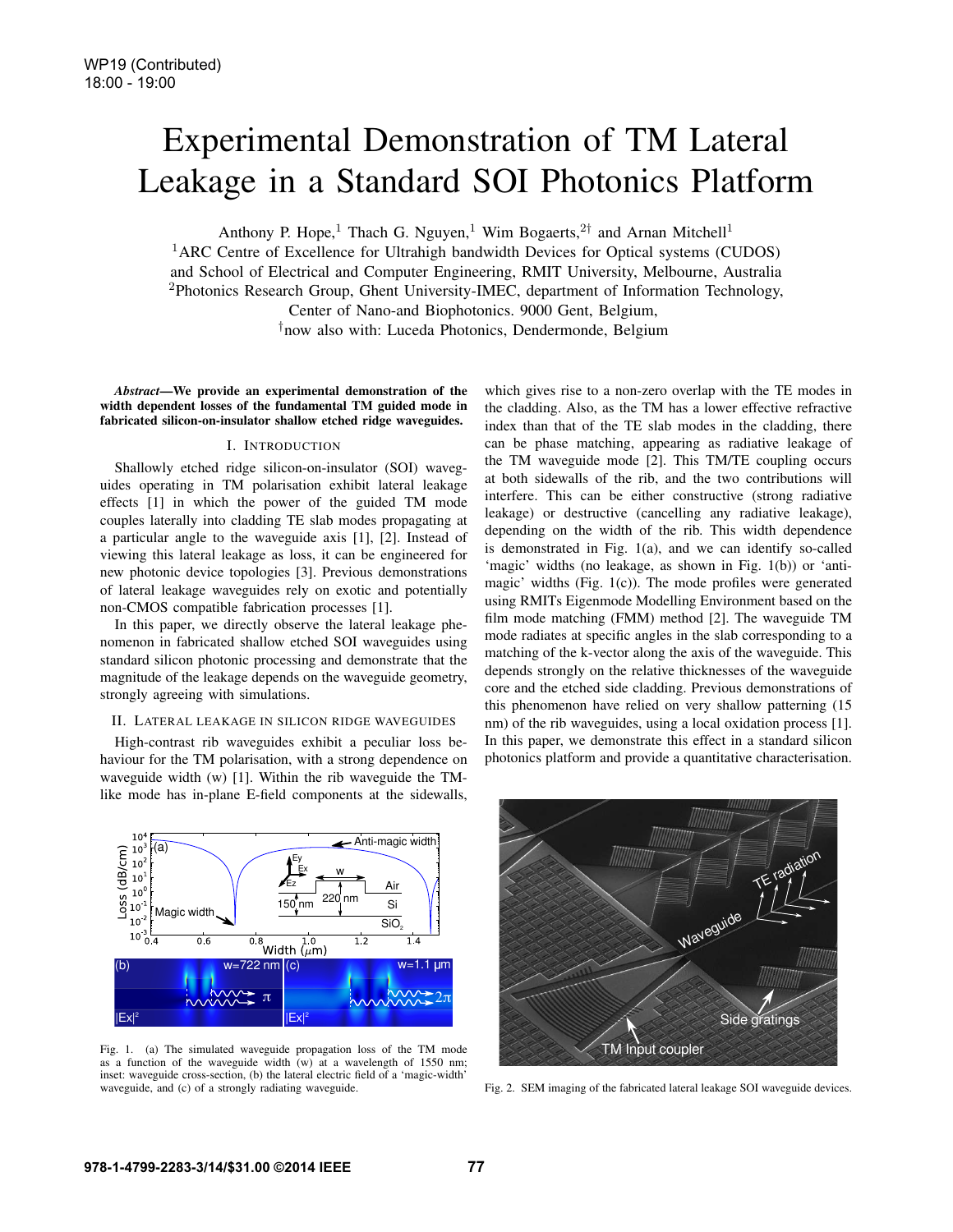# Experimental Demonstration of TM Lateral Leakage in a Standard SOI Photonics Platform

Anthony P. Hope,[1] Thach G. Nguyen,[1] Wim Bogaerts,[2†] and Arnan Mitchell[1]

[1]ARC Centre of Excellence for Ultrahigh bandwidth Devices for Optical systems (CUDOS) and School of Electrical and Computer Engineering, RMIT University, Melbourne, Australia

[2]Photonics Research Group, Ghent University-IMEC, department of Information Technology, Center of Nano-and Biophotonics. 9000 Gent, Belgium,

[†]now also with: Luceda Photonics, Dendermonde, Belgium

***Abstract*—We provide an experimental demonstration of the width dependent losses of the fundamental TM guided mode in fabricated silicon-on-insulator shallow etched ridge waveguides.**

## I. Introduction

Shallowly etched ridge silicon-on-insulator (SOI) waveguides operating in TM polarisation exhibit lateral leakage effects [1] in which the power of the guided TM mode couples laterally into cladding TE slab modes propagating at a particular angle to the waveguide axis [1], [2]. Instead of viewing this lateral leakage as loss, it can be engineered for new photonic device topologies [3]. Previous demonstrations of lateral leakage waveguides rely on exotic and potentially non-CMOS compatible fabrication processes [1].

In this paper, we directly observe the lateral leakage phenomenon in fabricated shallow etched SOI waveguides using standard silicon photonic processing and demonstrate that the magnitude of the leakage depends on the waveguide geometry, strongly agreeing with simulations.

## II. Lateral Leakage in Silicon Ridge Waveguides

High-contrast rib waveguides exhibit a peculiar loss behaviour for the TM polarisation, with a strong dependence on waveguide width (w) [1]. Within the rib waveguide the TM-like mode has in-plane E-field components at the sidewalls, which gives rise to a non-zero overlap with the TE modes in the cladding. Also, as the TM has a lower effective refractive index than that of the TE slab modes in the cladding, there can be phase matching, appearing as radiative leakage of the TM waveguide mode [2]. This TM/TE coupling occurs at both sidewalls of the rib, and the two contributions will interfere. This can be either constructive (strong radiative leakage) or destructive (cancelling any radiative leakage), depending on the width of the rib. This width dependence is demonstrated in Fig. 1(a), and we can identify so-called 'magic' widths (no leakage, as shown in Fig. 1(b)) or 'anti-magic' widths (Fig. 1(c)). The mode profiles were generated using RMITs Eigenmode Modelling Environment based on the film mode matching (FMM) method [2]. The waveguide TM mode radiates at specific angles in the slab corresponding to a matching of the k-vector along the axis of the waveguide. This depends strongly on the relative thicknesses of the waveguide core and the etched side cladding. Previous demonstrations of this phenomenon have relied on very shallow patterning (15 nm) of the rib waveguides, using a local oxidation process [1]. In this paper, we demonstrate this effect in a standard silicon photonics platform and provide a quantitative characterisation.

Fig. 1. (a) The simulated waveguide propagation loss of the TM mode as a function of the waveguide width (w) at a wavelength of 1550 nm; inset: waveguide cross-section, (b) the lateral electric field of a 'magic-width' waveguide, and (c) of a strongly radiating waveguide.

Fig. 2. SEM imaging of the fabricated lateral leakage SOI waveguide devices.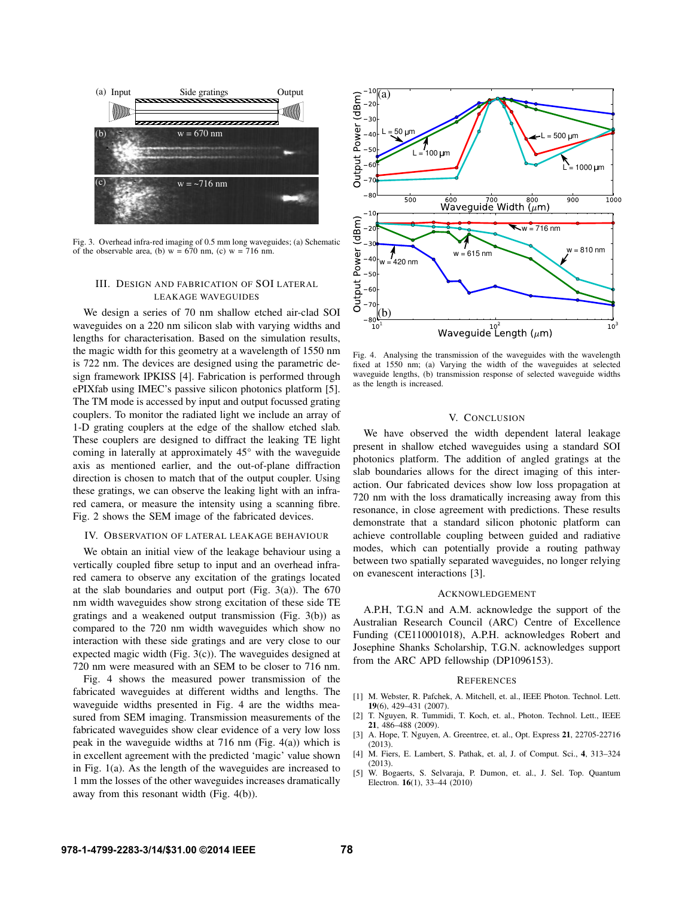(a) Input

Side gratings

Output

(b) w = 670 nm

(c) w = ~716 nm

Fig. 3. Overhead infra-red imaging of 0.5 mm long waveguides; (a) Schematic of the observable area, (b) w = 670 nm, (c) w = 716 nm.

## III. Design and Fabrication of SOI Lateral Leakage Waveguides

We design a series of 70 nm shallow etched air-clad SOI waveguides on a 220 nm silicon slab with varying widths and lengths for characterisation. Based on the simulation results, the magic width for this geometry at a wavelength of 1550 nm is 722 nm. The devices are designed using the parametric design framework IPKISS [4]. Fabrication is performed through ePIXfab using IMEC's passive silicon photonics platform [5]. The TM mode is accessed by input and output focussed grating couplers. To monitor the radiated light we include an array of 1-D grating couplers at the edge of the shallow etched slab. These couplers are designed to diffract the leaking TE light coming in laterally at approximately 45° with the waveguide axis as mentioned earlier, and the out-of-plane diffraction direction is chosen to match that of the output coupler. Using these gratings, we can observe the leaking light with an infra-red camera, or measure the intensity using a scanning fibre. Fig. 2 shows the SEM image of the fabricated devices.

## IV. Observation of Lateral Leakage Behaviour

We obtain an initial view of the leakage behaviour using a vertically coupled fibre setup to input and an overhead infra-red camera to observe any excitation of the gratings located at the slab boundaries and output port (Fig. 3(a)). The 670 nm width waveguides show strong excitation of these side TE gratings and a weakened output transmission (Fig. 3(b)) as compared to the 720 nm width waveguides which show no interaction with these side gratings and are very close to our expected magic width (Fig. 3(c)). The waveguides designed at 720 nm were measured with an SEM to be closer to 716 nm.

Fig. 4 shows the measured power transmission of the fabricated waveguides at different widths and lengths. The waveguide widths presented in Fig. 4 are the widths measured from SEM imaging. Transmission measurements of the fabricated waveguides show clear evidence of a very low loss peak in the waveguide widths at 716 nm (Fig. 4(a)) which is in excellent agreement with the predicted 'magic' value shown in Fig. 1(a). As the length of the waveguides are increased to 1 mm the losses of the other waveguides increases dramatically away from this resonant width (Fig. 4(b)).

(a)
Output Power (dBm)
Waveguide Width ($\mu$m)
L = 50 µm
L = 100 µm
L = 500 µm
L = 1000 µm

(b)
Output Power (dBm)
Waveguide Length ($\mu$m)
w = 716 nm
w = 615 nm
w = 420 nm
w = 810 nm

Fig. 4. Analysing the transmission of the waveguides with the wavelength fixed at 1550 nm; (a) Varying the width of the waveguides at selected waveguide lengths, (b) transmission response of selected waveguide widths as the length is increased.

## V. Conclusion

We have observed the width dependent lateral leakage present in shallow etched waveguides using a standard SOI photonics platform. The addition of angled gratings at the slab boundaries allows for the direct imaging of this interaction. Our fabricated devices show low loss propagation at 720 nm with the loss dramatically increasing away from this resonance, in close agreement with predictions. These results demonstrate that a standard silicon photonic platform can achieve controllable coupling between guided and radiative modes, which can potentially provide a routing pathway between two spatially separated waveguides, no longer relying on evanescent interactions [3].

## Acknowledgement

A.P.H, T.G.N and A.M. acknowledge the support of the Australian Research Council (ARC) Centre of Excellence Funding (CE110001018), A.P.H. acknowledges Robert and Josephine Shanks Scholarship, T.G.N. acknowledges support from the ARC APD fellowship (DP1096153).

## References

[1] M. Webster, R. Pafchek, A. Mitchell, et. al., IEEE Photon. Technol. Lett. **19**(6), 429–431 (2007).

[2] T. Nguyen, R. Tummidi, T. Koch, et. al., Photon. Technol. Lett., IEEE **21**, 486–488 (2009).

[3] A. Hope, T. Nguyen, A. Greentree, et. al., Opt. Express **21**, 22705-22716 (2013).

[4] M. Fiers, E. Lambert, S. Pathak, et. al, J. of Comput. Sci., **4**, 313–324 (2013).

[5] W. Bogaerts, S. Selvaraja, P. Dumon, et. al., J. Sel. Top. Quantum Electron. **16**(1), 33–44 (2010)